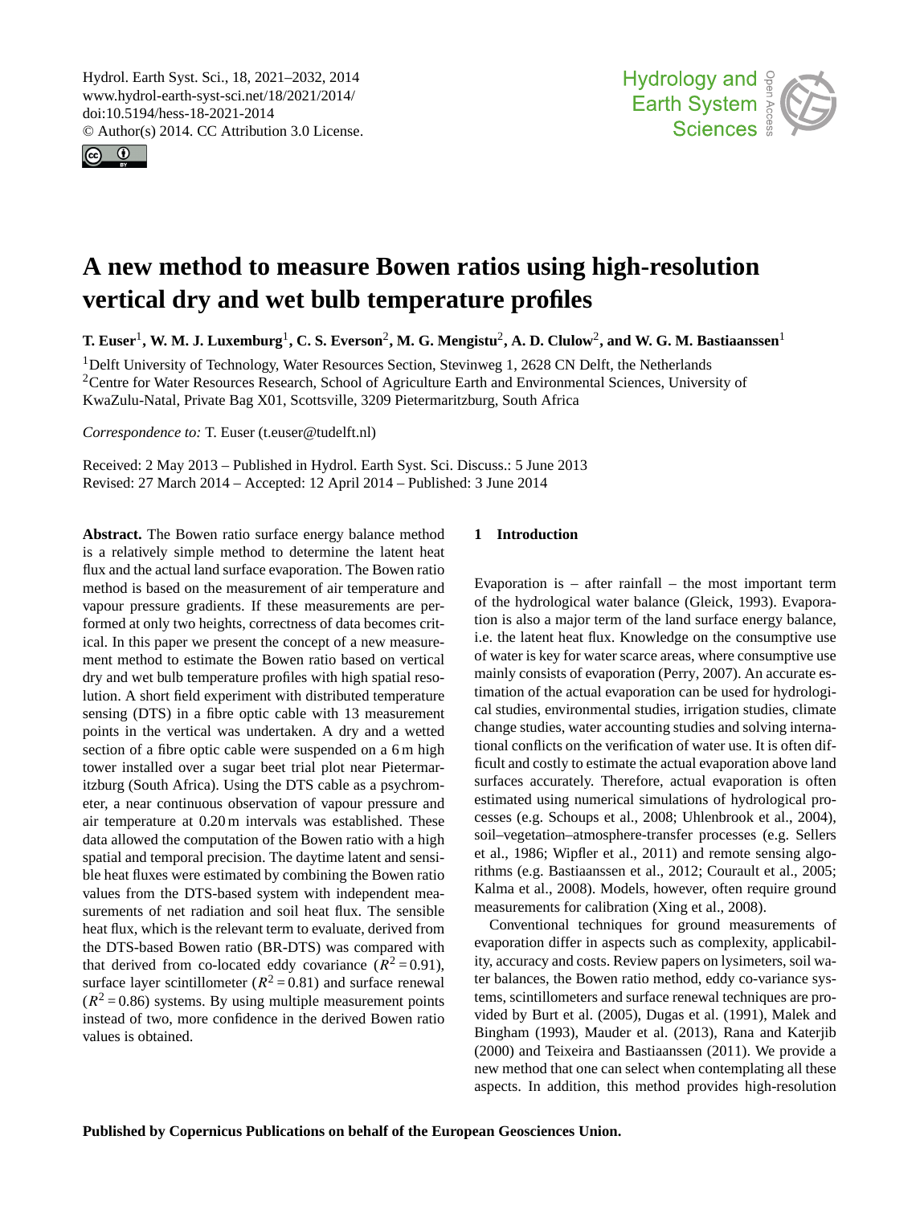# A new method to measure Bowen ratios using high-resolution vertical dry and wet bulb temperature profiles

**T. Euser**[1], **W. M. J. Luxemburg**[1], **C. S. Everson**[2], **M. G. Mengistu**[2], **A. D. Clulow**[2], **and W. G. M. Bastiaanssen**[1]

[1]Delft University of Technology, Water Resources Section, Stevinweg 1, 2628 CN Delft, the Netherlands
[2]Centre for Water Resources Research, School of Agriculture Earth and Environmental Sciences, University of KwaZulu-Natal, Private Bag X01, Scottsville, 3209 Pietermaritzburg, South Africa

*Correspondence to:* T. Euser (t.euser@tudelft.nl)

Received: 2 May 2013 – Published in Hydrol. Earth Syst. Sci. Discuss.: 5 June 2013
Revised: 27 March 2014 – Accepted: 12 April 2014 – Published: 3 June 2014

**Abstract.** The Bowen ratio surface energy balance method is a relatively simple method to determine the latent heat flux and the actual land surface evaporation. The Bowen ratio method is based on the measurement of air temperature and vapour pressure gradients. If these measurements are performed at only two heights, correctness of data becomes critical. In this paper we present the concept of a new measurement method to estimate the Bowen ratio based on vertical dry and wet bulb temperature profiles with high spatial resolution. A short field experiment with distributed temperature sensing (DTS) in a fibre optic cable with 13 measurement points in the vertical was undertaken. A dry and a wetted section of a fibre optic cable were suspended on a 6 m high tower installed over a sugar beet trial plot near Pietermaritzburg (South Africa). Using the DTS cable as a psychrometer, a near continuous observation of vapour pressure and air temperature at 0.20 m intervals was established. These data allowed the computation of the Bowen ratio with a high spatial and temporal precision. The daytime latent and sensible heat fluxes were estimated by combining the Bowen ratio values from the DTS-based system with independent measurements of net radiation and soil heat flux. The sensible heat flux, which is the relevant term to evaluate, derived from the DTS-based Bowen ratio (BR-DTS) was compared with that derived from co-located eddy covariance ($R^2 = 0.91$), surface layer scintillometer ($R^2 = 0.81$) and surface renewal ($R^2 = 0.86$) systems. By using multiple measurement points instead of two, more confidence in the derived Bowen ratio values is obtained.

## 1 Introduction

Evaporation is – after rainfall – the most important term of the hydrological water balance (Gleick, 1993). Evaporation is also a major term of the land surface energy balance, i.e. the latent heat flux. Knowledge on the consumptive use of water is key for water scarce areas, where consumptive use mainly consists of evaporation (Perry, 2007). An accurate estimation of the actual evaporation can be used for hydrological studies, environmental studies, irrigation studies, climate change studies, water accounting studies and solving international conflicts on the verification of water use. It is often difficult and costly to estimate the actual evaporation above land surfaces accurately. Therefore, actual evaporation is often estimated using numerical simulations of hydrological processes (e.g. Schoups et al., 2008; Uhlenbrook et al., 2004), soil–vegetation–atmosphere-transfer processes (e.g. Sellers et al., 1986; Wipfler et al., 2011) and remote sensing algorithms (e.g. Bastiaanssen et al., 2012; Courault et al., 2005; Kalma et al., 2008). Models, however, often require ground measurements for calibration (Xing et al., 2008).

Conventional techniques for ground measurements of evaporation differ in aspects such as complexity, applicability, accuracy and costs. Review papers on lysimeters, soil water balances, the Bowen ratio method, eddy co-variance systems, scintillometers and surface renewal techniques are provided by Burt et al. (2005), Dugas et al. (1991), Malek and Bingham (1993), Mauder et al. (2013), Rana and Katerjib (2000) and Teixeira and Bastiaanssen (2011). We provide a new method that one can select when contemplating all these aspects. In addition, this method provides high-resolution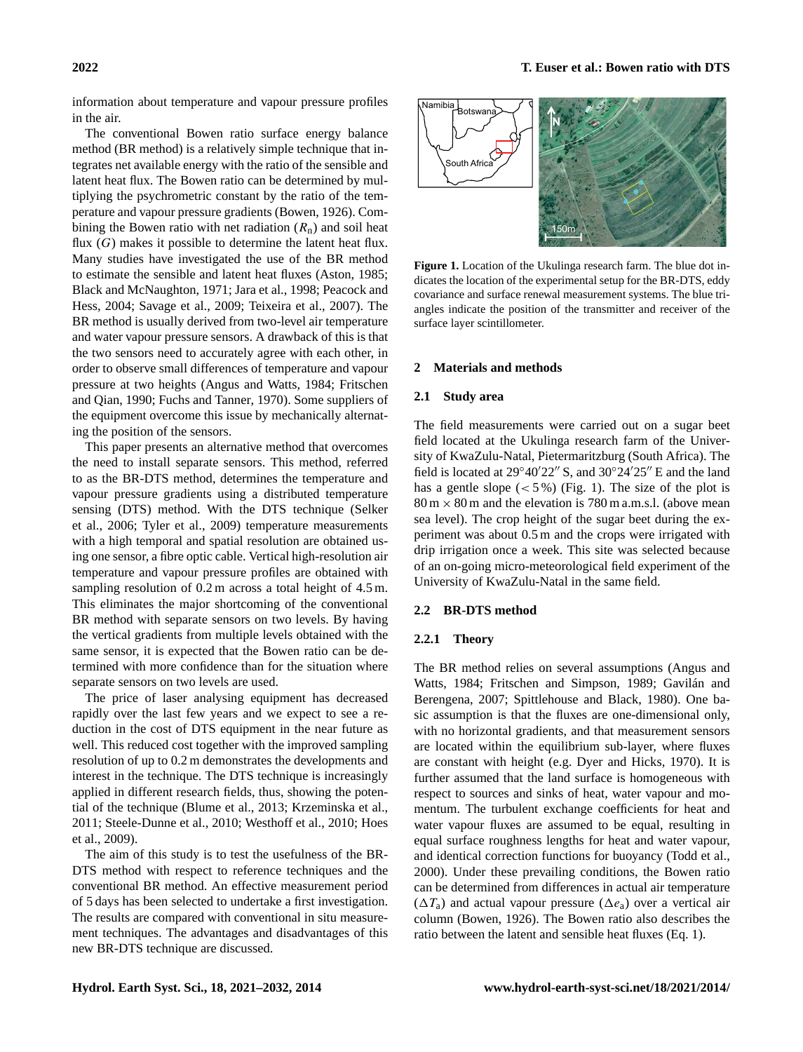information about temperature and vapour pressure profiles in the air.

The conventional Bowen ratio surface energy balance method (BR method) is a relatively simple technique that integrates net available energy with the ratio of the sensible and latent heat flux. The Bowen ratio can be determined by multiplying the psychrometric constant by the ratio of the temperature and vapour pressure gradients (Bowen, 1926). Combining the Bowen ratio with net radiation ($R_n$) and soil heat flux ($G$) makes it possible to determine the latent heat flux. Many studies have investigated the use of the BR method to estimate the sensible and latent heat fluxes (Aston, 1985; Black and McNaughton, 1971; Jara et al., 1998; Peacock and Hess, 2004; Savage et al., 2009; Teixeira et al., 2007). The BR method is usually derived from two-level air temperature and water vapour pressure sensors. A drawback of this is that the two sensors need to accurately agree with each other, in order to observe small differences of temperature and vapour pressure at two heights (Angus and Watts, 1984; Fritschen and Qian, 1990; Fuchs and Tanner, 1970). Some suppliers of the equipment overcome this issue by mechanically alternating the position of the sensors.

This paper presents an alternative method that overcomes the need to install separate sensors. This method, referred to as the BR-DTS method, determines the temperature and vapour pressure gradients using a distributed temperature sensing (DTS) method. With the DTS technique (Selker et al., 2006; Tyler et al., 2009) temperature measurements with a high temporal and spatial resolution are obtained using one sensor, a fibre optic cable. Vertical high-resolution air temperature and vapour pressure profiles are obtained with sampling resolution of 0.2 m across a total height of 4.5 m. This eliminates the major shortcoming of the conventional BR method with separate sensors on two levels. By having the vertical gradients from multiple levels obtained with the same sensor, it is expected that the Bowen ratio can be determined with more confidence than for the situation where separate sensors on two levels are used.

The price of laser analysing equipment has decreased rapidly over the last few years and we expect to see a reduction in the cost of DTS equipment in the near future as well. This reduced cost together with the improved sampling resolution of up to 0.2 m demonstrates the developments and interest in the technique. The DTS technique is increasingly applied in different research fields, thus, showing the potential of the technique (Blume et al., 2013; Krzeminska et al., 2011; Steele-Dunne et al., 2010; Westhoff et al., 2010; Hoes et al., 2009).

The aim of this study is to test the usefulness of the BR-DTS method with respect to reference techniques and the conventional BR method. An effective measurement period of 5 days has been selected to undertake a first investigation. The results are compared with conventional in situ measurement techniques. The advantages and disadvantages of this new BR-DTS technique are discussed.

**Figure 1.** Location of the Ukulinga research farm. The blue dot indicates the location of the experimental setup for the BR-DTS, eddy covariance and surface renewal measurement systems. The blue triangles indicate the position of the transmitter and receiver of the surface layer scintillometer.

## 2 Materials and methods

### 2.1 Study area

The field measurements were carried out on a sugar beet field located at the Ukulinga research farm of the University of KwaZulu-Natal, Pietermaritzburg (South Africa). The field is located at 29°40′22″ S, and 30°24′25″ E and the land has a gentle slope ($< 5\,\%$) (Fig. 1). The size of the plot is $80\,\text{m} \times 80\,\text{m}$ and the elevation is 780 m a.m.s.l. (above mean sea level). The crop height of the sugar beet during the experiment was about 0.5 m and the crops were irrigated with drip irrigation once a week. This site was selected because of an on-going micro-meteorological field experiment of the University of KwaZulu-Natal in the same field.

### 2.2 BR-DTS method

#### 2.2.1 Theory

The BR method relies on several assumptions (Angus and Watts, 1984; Fritschen and Simpson, 1989; Gavilán and Berengena, 2007; Spittlehouse and Black, 1980). One basic assumption is that the fluxes are one-dimensional only, with no horizontal gradients, and that measurement sensors are located within the equilibrium sub-layer, where fluxes are constant with height (e.g. Dyer and Hicks, 1970). It is further assumed that the land surface is homogeneous with respect to sources and sinks of heat, water vapour and momentum. The turbulent exchange coefficients for heat and water vapour fluxes are assumed to be equal, resulting in equal surface roughness lengths for heat and water vapour, and identical correction functions for buoyancy (Todd et al., 2000). Under these prevailing conditions, the Bowen ratio can be determined from differences in actual air temperature ($\Delta T_a$) and actual vapour pressure ($\Delta e_a$) over a vertical air column (Bowen, 1926). The Bowen ratio also describes the ratio between the latent and sensible heat fluxes (Eq. 1).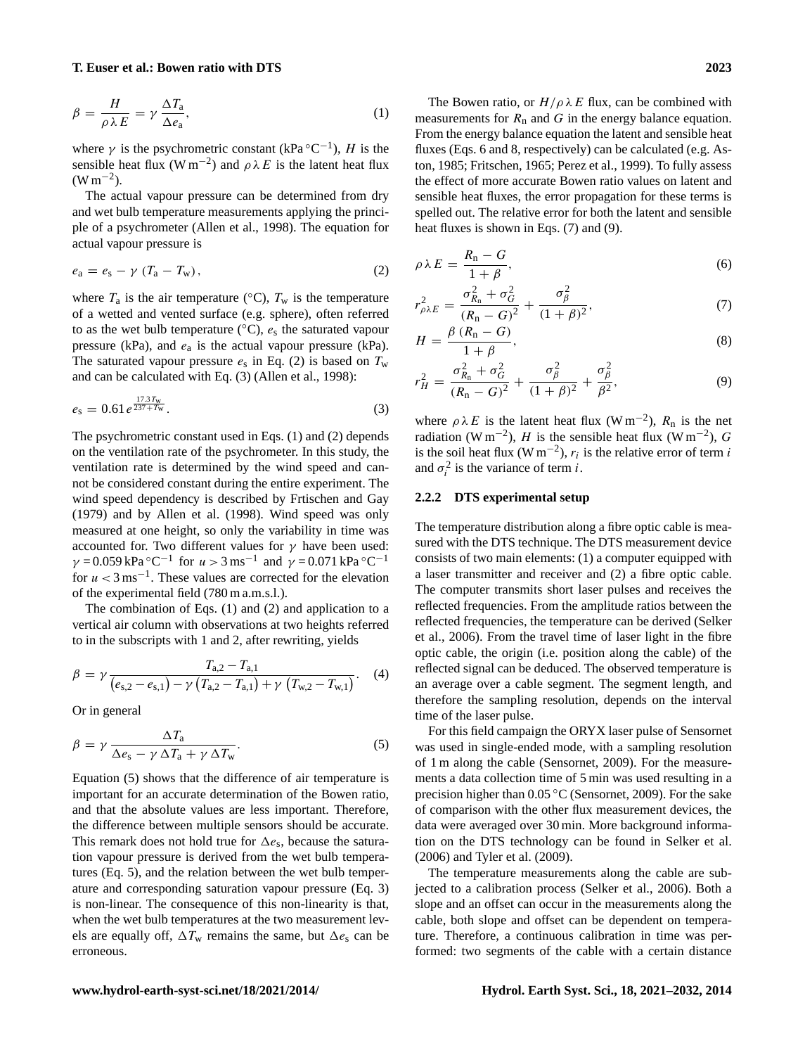$$\beta = \frac{H}{\rho \lambda E} = \gamma \frac{\Delta T_\mathrm{a}}{\Delta e_\mathrm{a}}, \tag{1}$$

where $\gamma$ is the psychrometric constant (kPa °C$^{-1}$), $H$ is the sensible heat flux (W m$^{-2}$) and $\rho \lambda E$ is the latent heat flux (W m$^{-2}$).

The actual vapour pressure can be determined from dry and wet bulb temperature measurements applying the principle of a psychrometer (Allen et al., 1998). The equation for actual vapour pressure is

$$e_\mathrm{a} = e_\mathrm{s} - \gamma \left(T_\mathrm{a} - T_\mathrm{w}\right), \tag{2}$$

where $T_\mathrm{a}$ is the air temperature (°C), $T_\mathrm{w}$ is the temperature of a wetted and vented surface (e.g. sphere), often referred to as the wet bulb temperature (°C), $e_\mathrm{s}$ the saturated vapour pressure (kPa), and $e_\mathrm{a}$ is the actual vapour pressure (kPa). The saturated vapour pressure $e_\mathrm{s}$ in Eq. (2) is based on $T_\mathrm{w}$ and can be calculated with Eq. (3) (Allen et al., 1998):

$$e_\mathrm{s} = 0.61\, e^{\frac{17.3\, T_\mathrm{w}}{237 + T_\mathrm{w}}}. \tag{3}$$

The psychrometric constant used in Eqs. (1) and (2) depends on the ventilation rate of the psychrometer. In this study, the ventilation rate is determined by the wind speed and cannot be considered constant during the entire experiment. The wind speed dependency is described by Frtischen and Gay (1979) and by Allen et al. (1998). Wind speed was only measured at one height, so only the variability in time was accounted for. Two different values for $\gamma$ have been used: $\gamma = 0.059$ kPa °C$^{-1}$ for $u > 3$ m s$^{-1}$ and $\gamma = 0.071$ kPa °C$^{-1}$ for $u < 3$ m s$^{-1}$. These values are corrected for the elevation of the experimental field (780 m a.m.s.l.).

The combination of Eqs. (1) and (2) and application to a vertical air column with observations at two heights referred to in the subscripts with 1 and 2, after rewriting, yields

$$\beta = \gamma \frac{T_{\mathrm{a},2} - T_{\mathrm{a},1}}{\left(e_{\mathrm{s},2} - e_{\mathrm{s},1}\right) - \gamma \left(T_{\mathrm{a},2} - T_{\mathrm{a},1}\right) + \gamma \left(T_{\mathrm{w},2} - T_{\mathrm{w},1}\right)}. \tag{4}$$

Or in general

$$\beta = \gamma \frac{\Delta T_\mathrm{a}}{\Delta e_\mathrm{s} - \gamma \Delta T_\mathrm{a} + \gamma \Delta T_\mathrm{w}}. \tag{5}$$

Equation (5) shows that the difference of air temperature is important for an accurate determination of the Bowen ratio, and that the absolute values are less important. Therefore, the difference between multiple sensors should be accurate. This remark does not hold true for $\Delta e_\mathrm{s}$, because the saturation vapour pressure is derived from the wet bulb temperatures (Eq. 5), and the relation between the wet bulb temperature and corresponding saturation vapour pressure (Eq. 3) is non-linear. The consequence of this non-linearity is that, when the wet bulb temperatures at the two measurement levels are equally off, $\Delta T_\mathrm{w}$ remains the same, but $\Delta e_\mathrm{s}$ can be erroneous.

The Bowen ratio, or $H/\rho \lambda E$ flux, can be combined with measurements for $R_\mathrm{n}$ and $G$ in the energy balance equation. From the energy balance equation the latent and sensible heat fluxes (Eqs. 6 and 8, respectively) can be calculated (e.g. Aston, 1985; Fritschen, 1965; Perez et al., 1999). To fully assess the effect of more accurate Bowen ratio values on latent and sensible heat fluxes, the error propagation for these terms is spelled out. The relative error for both the latent and sensible heat fluxes is shown in Eqs. (7) and (9).

$$\rho \lambda E = \frac{R_\mathrm{n} - G}{1 + \beta}, \tag{6}$$

$$r^2_{\rho \lambda E} = \frac{\sigma^2_{R_\mathrm{n}} + \sigma^2_G}{\left(R_\mathrm{n} - G\right)^2} + \frac{\sigma^2_\beta}{(1 + \beta)^2}, \tag{7}$$

$$H = \frac{\beta \left(R_\mathrm{n} - G\right)}{1 + \beta}, \tag{8}$$

$$r^2_H = \frac{\sigma^2_{R_\mathrm{n}} + \sigma^2_G}{\left(R_\mathrm{n} - G\right)^2} + \frac{\sigma^2_\beta}{(1 + \beta)^2} + \frac{\sigma^2_\beta}{\beta^2}, \tag{9}$$

where $\rho \lambda E$ is the latent heat flux (W m$^{-2}$), $R_\mathrm{n}$ is the net radiation (W m$^{-2}$), $H$ is the sensible heat flux (W m$^{-2}$), $G$ is the soil heat flux (W m$^{-2}$), $r_i$ is the relative error of term $i$ and $\sigma^2_i$ is the variance of term $i$.

### 2.2.2 DTS experimental setup

The temperature distribution along a fibre optic cable is measured with the DTS technique. The DTS measurement device consists of two main elements: (1) a computer equipped with a laser transmitter and receiver and (2) a fibre optic cable. The computer transmits short laser pulses and receives the reflected frequencies. From the amplitude ratios between the reflected frequencies, the temperature can be derived (Selker et al., 2006). From the travel time of laser light in the fibre optic cable, the origin (i.e. position along the cable) of the reflected signal can be deduced. The observed temperature is an average over a cable segment. The segment length, and therefore the sampling resolution, depends on the interval time of the laser pulse.

For this field campaign the ORYX laser pulse of Sensornet was used in single-ended mode, with a sampling resolution of 1 m along the cable (Sensornet, 2009). For the measurements a data collection time of 5 min was used resulting in a precision higher than 0.05 °C (Sensornet, 2009). For the sake of comparison with the other flux measurement devices, the data were averaged over 30 min. More background information on the DTS technology can be found in Selker et al. (2006) and Tyler et al. (2009).

The temperature measurements along the cable are subjected to a calibration process (Selker et al., 2006). Both a slope and an offset can occur in the measurements along the cable, both slope and offset can be dependent on temperature. Therefore, a continuous calibration in time was performed: two segments of the cable with a certain distance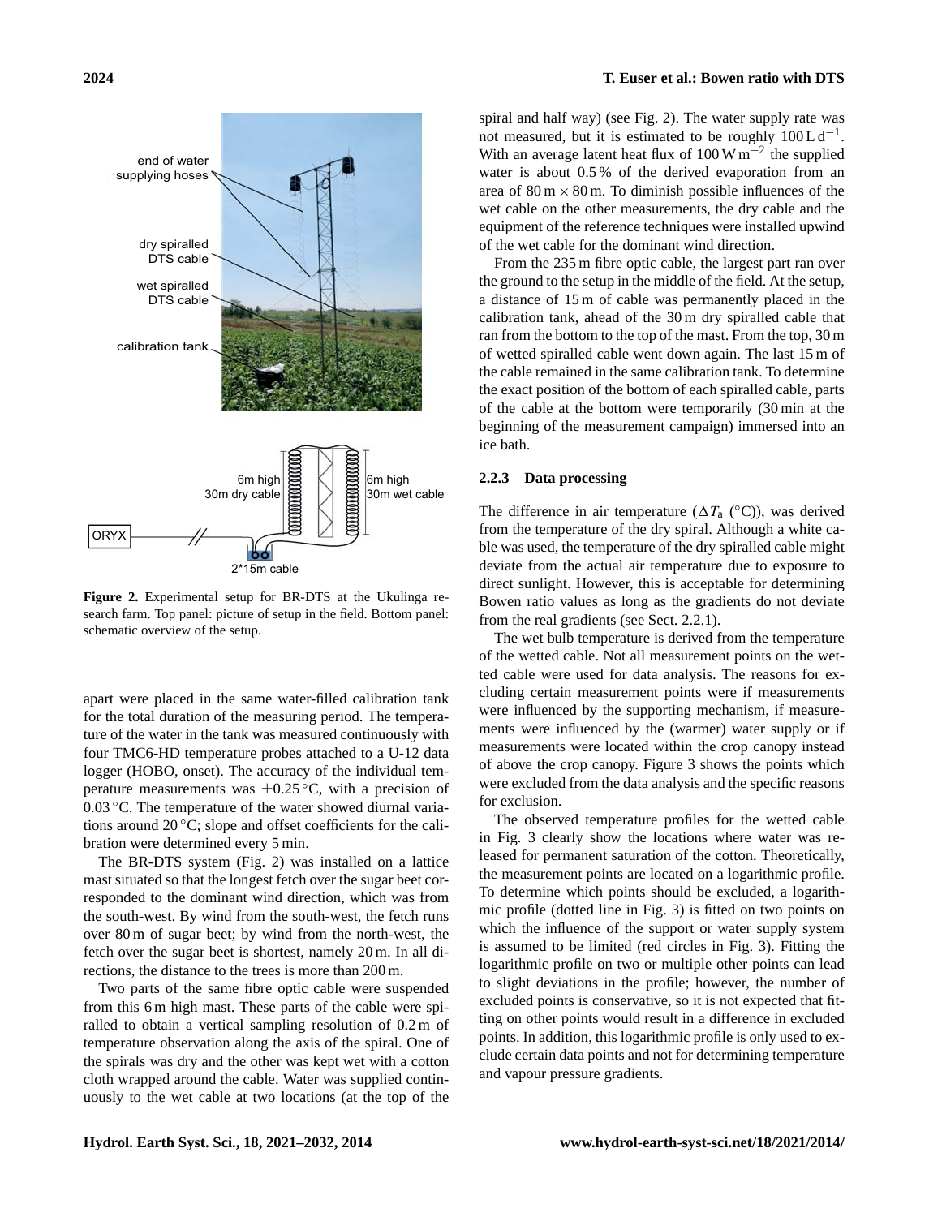Figure 2. Experimental setup for BR-DTS at the Ukulinga research farm. Top panel: picture of setup in the field. Bottom panel: schematic overview of the setup.

apart were placed in the same water-filled calibration tank for the total duration of the measuring period. The temperature of the water in the tank was measured continuously with four TMC6-HD temperature probes attached to a U-12 data logger (HOBO, onset). The accuracy of the individual temperature measurements was $\pm 0.25\,^{\circ}$C, with a precision of $0.03\,^{\circ}$C. The temperature of the water showed diurnal variations around $20\,^{\circ}$C; slope and offset coefficients for the calibration were determined every 5 min.

The BR-DTS system (Fig. 2) was installed on a lattice mast situated so that the longest fetch over the sugar beet corresponded to the dominant wind direction, which was from the south-west. By wind from the south-west, the fetch runs over 80 m of sugar beet; by wind from the north-west, the fetch over the sugar beet is shortest, namely 20 m. In all directions, the distance to the trees is more than 200 m.

Two parts of the same fibre optic cable were suspended from this 6 m high mast. These parts of the cable were spiralled to obtain a vertical sampling resolution of 0.2 m of temperature observation along the axis of the spiral. One of the spirals was dry and the other was kept wet with a cotton cloth wrapped around the cable. Water was supplied continuously to the wet cable at two locations (at the top of the spiral and half way) (see Fig. 2). The water supply rate was not measured, but it is estimated to be roughly $100\,\mathrm{L\,d^{-1}}$. With an average latent heat flux of $100\,\mathrm{W\,m^{-2}}$ the supplied water is about 0.5 % of the derived evaporation from an area of $80\,\mathrm{m} \times 80\,\mathrm{m}$. To diminish possible influences of the wet cable on the other measurements, the dry cable and the equipment of the reference techniques were installed upwind of the wet cable for the dominant wind direction.

From the 235 m fibre optic cable, the largest part ran over the ground to the setup in the middle of the field. At the setup, a distance of 15 m of cable was permanently placed in the calibration tank, ahead of the 30 m dry spiralled cable that ran from the bottom to the top of the mast. From the top, 30 m of wetted spiralled cable went down again. The last 15 m of the cable remained in the same calibration tank. To determine the exact position of the bottom of each spiralled cable, parts of the cable at the bottom were temporarily (30 min at the beginning of the measurement campaign) immersed into an ice bath.

### 2.2.3 Data processing

The difference in air temperature ($\Delta T_\mathrm{a}$ ($^{\circ}$C)), was derived from the temperature of the dry spiral. Although a white cable was used, the temperature of the dry spiralled cable might deviate from the actual air temperature due to exposure to direct sunlight. However, this is acceptable for determining Bowen ratio values as long as the gradients do not deviate from the real gradients (see Sect. 2.2.1).

The wet bulb temperature is derived from the temperature of the wetted cable. Not all measurement points on the wetted cable were used for data analysis. The reasons for excluding certain measurement points were if measurements were influenced by the supporting mechanism, if measurements were influenced by the (warmer) water supply or if measurements were located within the crop canopy instead of above the crop canopy. Figure 3 shows the points which were excluded from the data analysis and the specific reasons for exclusion.

The observed temperature profiles for the wetted cable in Fig. 3 clearly show the locations where water was released for permanent saturation of the cotton. Theoretically, the measurement points are located on a logarithmic profile. To determine which points should be excluded, a logarithmic profile (dotted line in Fig. 3) is fitted on two points on which the influence of the support or water supply system is assumed to be limited (red circles in Fig. 3). Fitting the logarithmic profile on two or multiple other points can lead to slight deviations in the profile; however, the number of excluded points is conservative, so it is not expected that fitting on other points would result in a difference in excluded points. In addition, this logarithmic profile is only used to exclude certain data points and not for determining temperature and vapour pressure gradients.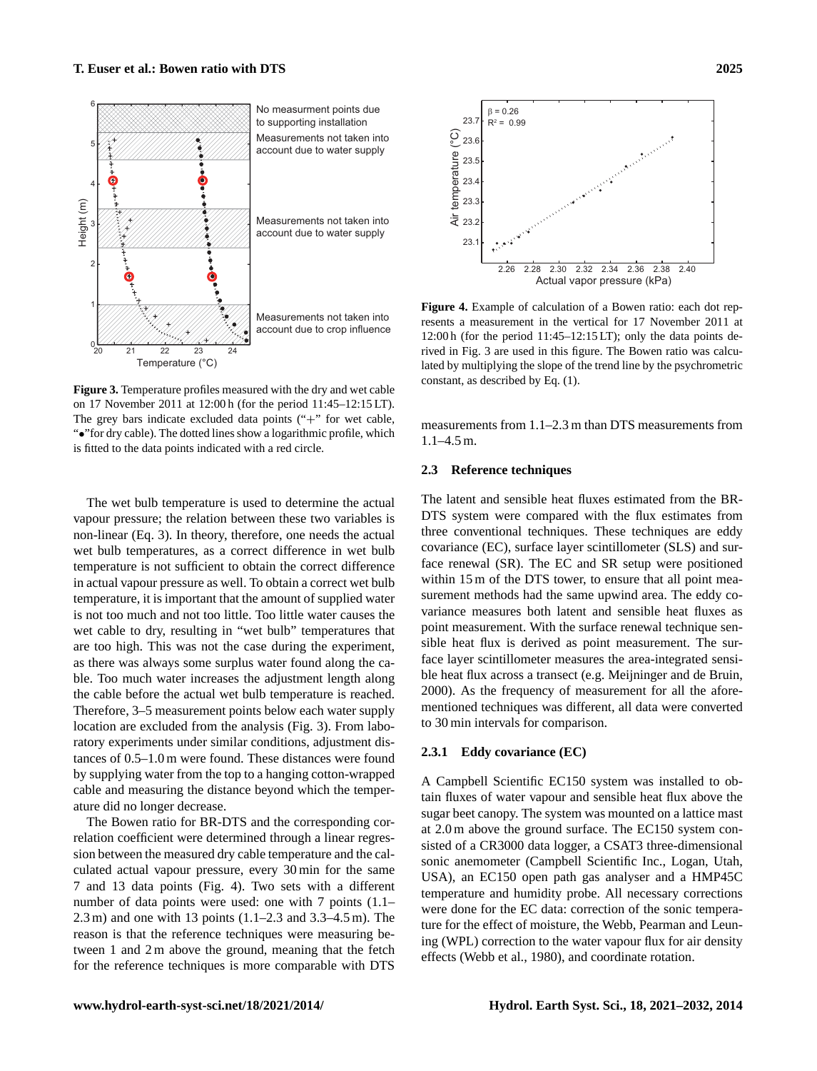Figure 3. Temperature profiles measured with the dry and wet cable on 17 November 2011 at 12:00 h (for the period 11:45–12:15 LT). The grey bars indicate excluded data points ("+" for wet cable, "•" for dry cable). The dotted lines show a logarithmic profile, which is fitted to the data points indicated with a red circle.

Figure 4. Example of calculation of a Bowen ratio: each dot represents a measurement in the vertical for 17 November 2011 at 12:00 h (for the period 11:45–12:15 LT); only the data points derived in Fig. 3 are used in this figure. The Bowen ratio was calculated by multiplying the slope of the trend line by the psychrometric constant, as described by Eq. (1).

The wet bulb temperature is used to determine the actual vapour pressure; the relation between these two variables is non-linear (Eq. 3). In theory, therefore, one needs the actual wet bulb temperatures, as a correct difference in wet bulb temperature is not sufficient to obtain the correct difference in actual vapour pressure as well. To obtain a correct wet bulb temperature, it is important that the amount of supplied water is not too much and not too little. Too little water causes the wet cable to dry, resulting in "wet bulb" temperatures that are too high. This was not the case during the experiment, as there was always some surplus water found along the cable. Too much water increases the adjustment length along the cable before the actual wet bulb temperature is reached. Therefore, 3–5 measurement points below each water supply location are excluded from the analysis (Fig. 3). From laboratory experiments under similar conditions, adjustment distances of 0.5–1.0 m were found. These distances were found by supplying water from the top to a hanging cotton-wrapped cable and measuring the distance beyond which the temperature did no longer decrease.

The Bowen ratio for BR-DTS and the corresponding correlation coefficient were determined through a linear regression between the measured dry cable temperature and the calculated actual vapour pressure, every 30 min for the same 7 and 13 data points (Fig. 4). Two sets with a different number of data points were used: one with 7 points (1.1–2.3 m) and one with 13 points (1.1–2.3 and 3.3–4.5 m). The reason is that the reference techniques were measuring between 1 and 2 m above the ground, meaning that the fetch for the reference techniques is more comparable with DTS measurements from 1.1–2.3 m than DTS measurements from 1.1–4.5 m.

### 2.3 Reference techniques

The latent and sensible heat fluxes estimated from the BR-DTS system were compared with the flux estimates from three conventional techniques. These techniques are eddy covariance (EC), surface layer scintillometer (SLS) and surface renewal (SR). The EC and SR setup were positioned within 15 m of the DTS tower, to ensure that all point measurement methods had the same upwind area. The eddy covariance measures both latent and sensible heat fluxes as point measurement. With the surface renewal technique sensible heat flux is derived as point measurement. The surface layer scintillometer measures the area-integrated sensible heat flux across a transect (e.g. Meijninger and de Bruin, 2000). As the frequency of measurement for all the aforementioned techniques was different, all data were converted to 30 min intervals for comparison.

#### 2.3.1 Eddy covariance (EC)

A Campbell Scientific EC150 system was installed to obtain fluxes of water vapour and sensible heat flux above the sugar beet canopy. The system was mounted on a lattice mast at 2.0 m above the ground surface. The EC150 system consisted of a CR3000 data logger, a CSAT3 three-dimensional sonic anemometer (Campbell Scientific Inc., Logan, Utah, USA), an EC150 open path gas analyser and a HMP45C temperature and humidity probe. All necessary corrections were done for the EC data: correction of the sonic temperature for the effect of moisture, the Webb, Pearman and Leuning (WPL) correction to the water vapour flux for air density effects (Webb et al., 1980), and coordinate rotation.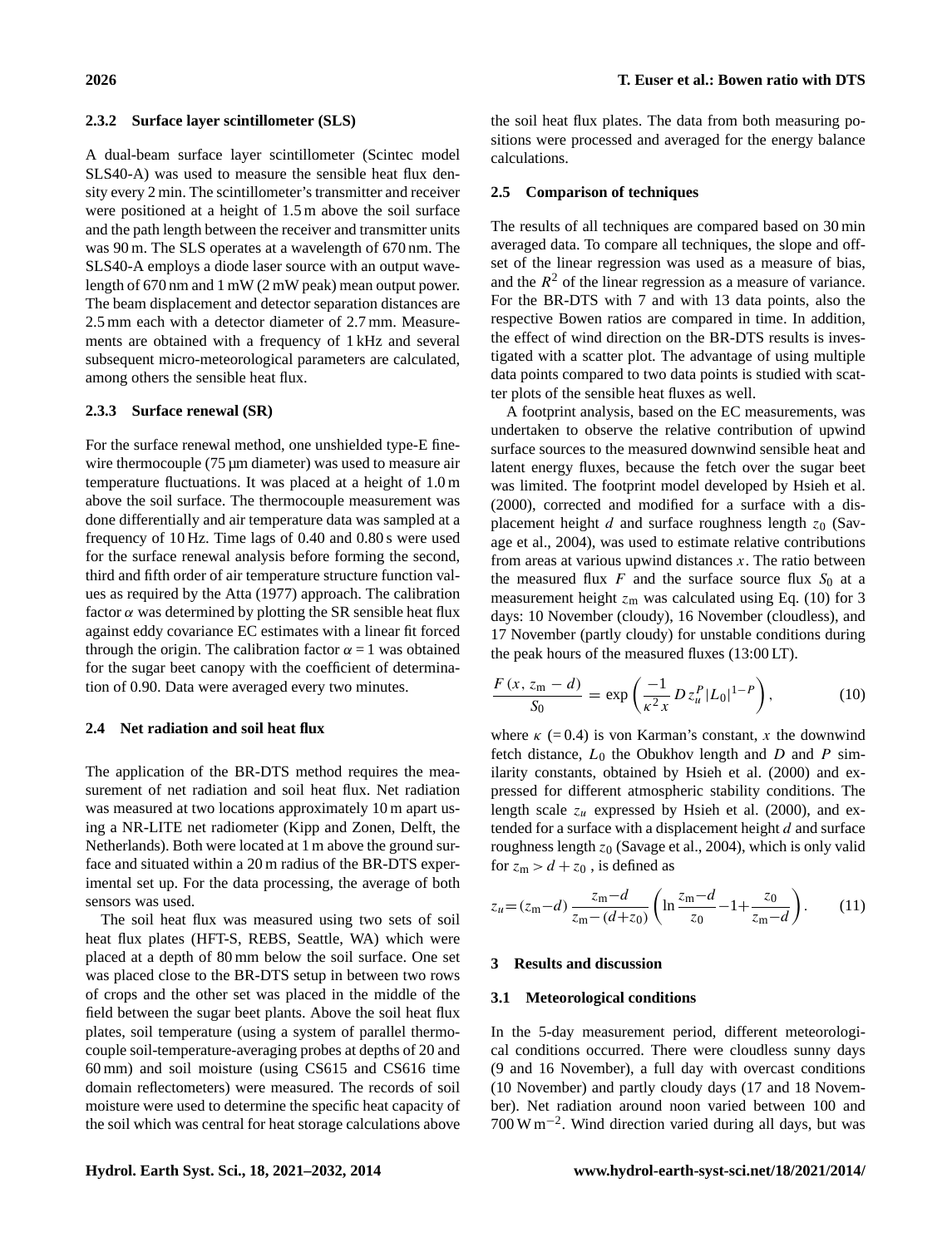#### 2.3.2 Surface layer scintillometer (SLS)

A dual-beam surface layer scintillometer (Scintec model SLS40-A) was used to measure the sensible heat flux density every 2 min. The scintillometer's transmitter and receiver were positioned at a height of 1.5 m above the soil surface and the path length between the receiver and transmitter units was 90 m. The SLS operates at a wavelength of 670 nm. The SLS40-A employs a diode laser source with an output wavelength of 670 nm and 1 mW (2 mW peak) mean output power. The beam displacement and detector separation distances are 2.5 mm each with a detector diameter of 2.7 mm. Measurements are obtained with a frequency of 1 kHz and several subsequent micro-meteorological parameters are calculated, among others the sensible heat flux.

#### 2.3.3 Surface renewal (SR)

For the surface renewal method, one unshielded type-E finewire thermocouple (75 µm diameter) was used to measure air temperature fluctuations. It was placed at a height of 1.0 m above the soil surface. The thermocouple measurement was done differentially and air temperature data was sampled at a frequency of 10 Hz. Time lags of 0.40 and 0.80 s were used for the surface renewal analysis before forming the second, third and fifth order of air temperature structure function values as required by the Atta (1977) approach. The calibration factor $\alpha$ was determined by plotting the SR sensible heat flux against eddy covariance EC estimates with a linear fit forced through the origin. The calibration factor $\alpha = 1$ was obtained for the sugar beet canopy with the coefficient of determination of 0.90. Data were averaged every two minutes.

### 2.4 Net radiation and soil heat flux

The application of the BR-DTS method requires the measurement of net radiation and soil heat flux. Net radiation was measured at two locations approximately 10 m apart using a NR-LITE net radiometer (Kipp and Zonen, Delft, the Netherlands). Both were located at 1 m above the ground surface and situated within a 20 m radius of the BR-DTS experimental set up. For the data processing, the average of both sensors was used.

The soil heat flux was measured using two sets of soil heat flux plates (HFT-S, REBS, Seattle, WA) which were placed at a depth of 80 mm below the soil surface. One set was placed close to the BR-DTS setup in between two rows of crops and the other set was placed in the middle of the field between the sugar beet plants. Above the soil heat flux plates, soil temperature (using a system of parallel thermocouple soil-temperature-averaging probes at depths of 20 and 60 mm) and soil moisture (using CS615 and CS616 time domain reflectometers) were measured. The records of soil moisture were used to determine the specific heat capacity of the soil which was central for heat storage calculations above the soil heat flux plates. The data from both measuring positions were processed and averaged for the energy balance calculations.

### 2.5 Comparison of techniques

The results of all techniques are compared based on 30 min averaged data. To compare all techniques, the slope and offset of the linear regression was used as a measure of bias, and the $R^2$ of the linear regression as a measure of variance. For the BR-DTS with 7 and with 13 data points, also the respective Bowen ratios are compared in time. In addition, the effect of wind direction on the BR-DTS results is investigated with a scatter plot. The advantage of using multiple data points compared to two data points is studied with scatter plots of the sensible heat fluxes as well.

A footprint analysis, based on the EC measurements, was undertaken to observe the relative contribution of upwind surface sources to the measured downwind sensible heat and latent energy fluxes, because the fetch over the sugar beet was limited. The footprint model developed by Hsieh et al. (2000), corrected and modified for a surface with a displacement height $d$ and surface roughness length $z_0$ (Savage et al., 2004), was used to estimate relative contributions from areas at various upwind distances $x$. The ratio between the measured flux $F$ and the surface source flux $S_0$ at a measurement height $z_\mathrm{m}$ was calculated using Eq. (10) for 3 days: 10 November (cloudy), 16 November (cloudless), and 17 November (partly cloudy) for unstable conditions during the peak hours of the measured fluxes (13:00 LT).

$$\frac{F\,(x,\,z_\mathrm{m}-d)}{S_0} = \exp\left(\frac{-1}{\kappa^2 x}\,D\,z_u^P\,|L_0|^{1-P}\right), \qquad (10)$$

where $\kappa$ (= 0.4) is von Karman's constant, $x$ the downwind fetch distance, $L_0$ the Obukhov length and $D$ and $P$ similarity constants, obtained by Hsieh et al. (2000) and expressed for different atmospheric stability conditions. The length scale $z_u$ expressed by Hsieh et al. (2000), and extended for a surface with a displacement height $d$ and surface roughness length $z_0$ (Savage et al., 2004), which is only valid for $z_\mathrm{m} > d + z_0$ , is defined as

$$z_u = (z_\mathrm{m}-d)\,\frac{z_\mathrm{m}-d}{z_\mathrm{m}-(d+z_0)}\left(\ln\frac{z_\mathrm{m}-d}{z_0}-1+\frac{z_0}{z_\mathrm{m}-d}\right). \qquad (11)$$

## 3 Results and discussion

### 3.1 Meteorological conditions

In the 5-day measurement period, different meteorological conditions occurred. There were cloudless sunny days (9 and 16 November), a full day with overcast conditions (10 November) and partly cloudy days (17 and 18 November). Net radiation around noon varied between 100 and 700 W m$^{-2}$. Wind direction varied during all days, but was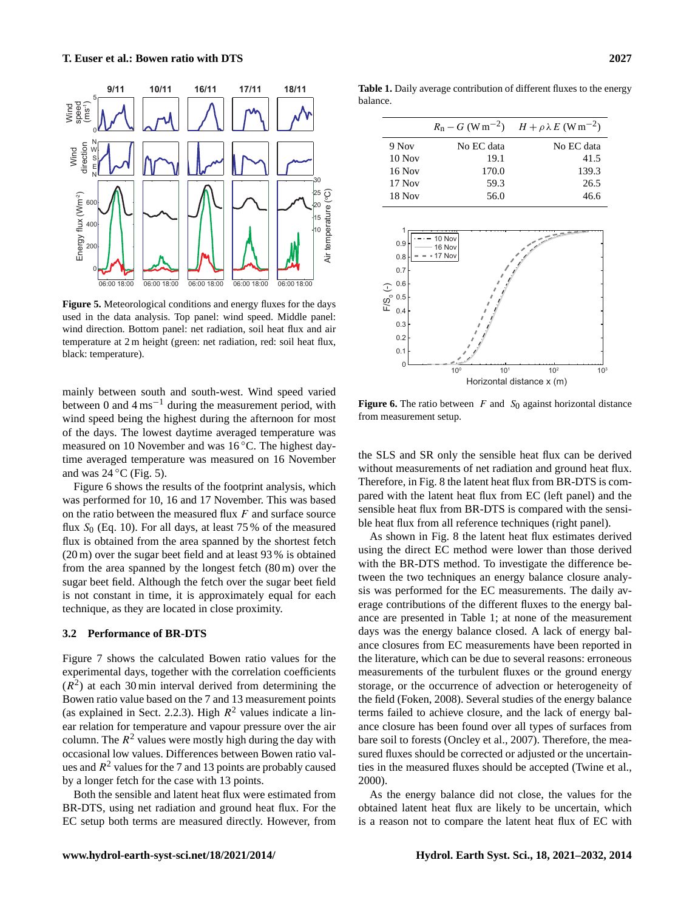**Figure 5.** Meteorological conditions and energy fluxes for the days used in the data analysis. Top panel: wind speed. Middle panel: wind direction. Bottom panel: net radiation, soil heat flux and air temperature at 2 m height (green: net radiation, red: soil heat flux, black: temperature).

mainly between south and south-west. Wind speed varied between 0 and 4 $\mathrm{m\,s^{-1}}$ during the measurement period, with wind speed being the highest during the afternoon for most of the days. The lowest daytime averaged temperature was measured on 10 November and was 16 °C. The highest daytime averaged temperature was measured on 16 November and was 24 °C (Fig. 5).

Figure 6 shows the results of the footprint analysis, which was performed for 10, 16 and 17 November. This was based on the ratio between the measured flux $F$ and surface source flux $S_0$ (Eq. 10). For all days, at least 75 % of the measured flux is obtained from the area spanned by the shortest fetch (20 m) over the sugar beet field and at least 93 % is obtained from the area spanned by the longest fetch (80 m) over the sugar beet field. Although the fetch over the sugar beet field is not constant in time, it is approximately equal for each technique, as they are located in close proximity.

### 3.2 Performance of BR-DTS

Figure 7 shows the calculated Bowen ratio values for the experimental days, together with the correlation coefficients ($R^2$) at each 30 min interval for determining the Bowen ratio value based on the 7 and 13 measurement points (as explained in Sect. 2.2.3). High $R^2$ values indicate a linear relation for temperature and vapour pressure over the air column. The $R^2$ values were mostly high during the day with occasional low values. Differences between Bowen ratio values and $R^2$ values for the 7 and 13 points are probably caused by a longer fetch for the case with 13 points.

Both the sensible and latent heat flux were estimated from BR-DTS, using net radiation and ground heat flux. For the EC setup both terms are measured directly. However, from

**Table 1.** Daily average contribution of different fluxes to the energy balance.

| | $R_n - G$ ($\mathrm{W\,m^{-2}}$) | $H + \rho\lambda E$ ($\mathrm{W\,m^{-2}}$) |
|---|---|---|
| 9 Nov | No EC data | No EC data |
| 10 Nov | 19.1 | 41.5 |
| 16 Nov | 170.0 | 139.3 |
| 17 Nov | 59.3 | 26.5 |
| 18 Nov | 56.0 | 46.6 |

**Figure 6.** The ratio between $F$ and $S_0$ against horizontal distance from measurement setup.

the SLS and SR only the sensible heat flux can be derived without measurements of net radiation and ground heat flux. Therefore, in Fig. 8 the latent heat flux from BR-DTS is compared with the latent heat flux from EC (left panel) and the sensible heat flux from BR-DTS is compared with the sensible heat flux from all reference techniques (right panel).

As shown in Fig. 8 the latent heat flux estimates derived using the direct EC method were lower than those derived with the BR-DTS method. To investigate the difference between the two techniques an energy balance closure analysis was performed for the EC measurements. The daily average contributions of the different fluxes to the energy balance are presented in Table 1; at none of the measurement days was the energy balance closed. A lack of energy balance closures from EC measurements have been reported in the literature, which can be due to several reasons: erroneous measurements of the turbulent fluxes or the ground energy storage, or the occurrence of advection or heterogeneity of the field (Foken, 2008). Several studies of the energy balance terms failed to achieve closure, and the lack of energy balance closure has been found over all types of surfaces from bare soil to forests (Oncley et al., 2007). Therefore, the measured fluxes should be corrected or adjusted or the uncertainties in the measured fluxes should be accepted (Twine et al., 2000).

As the energy balance did not close, the values for the obtained latent heat flux are likely to be uncertain, which is a reason not to compare the latent heat flux of EC with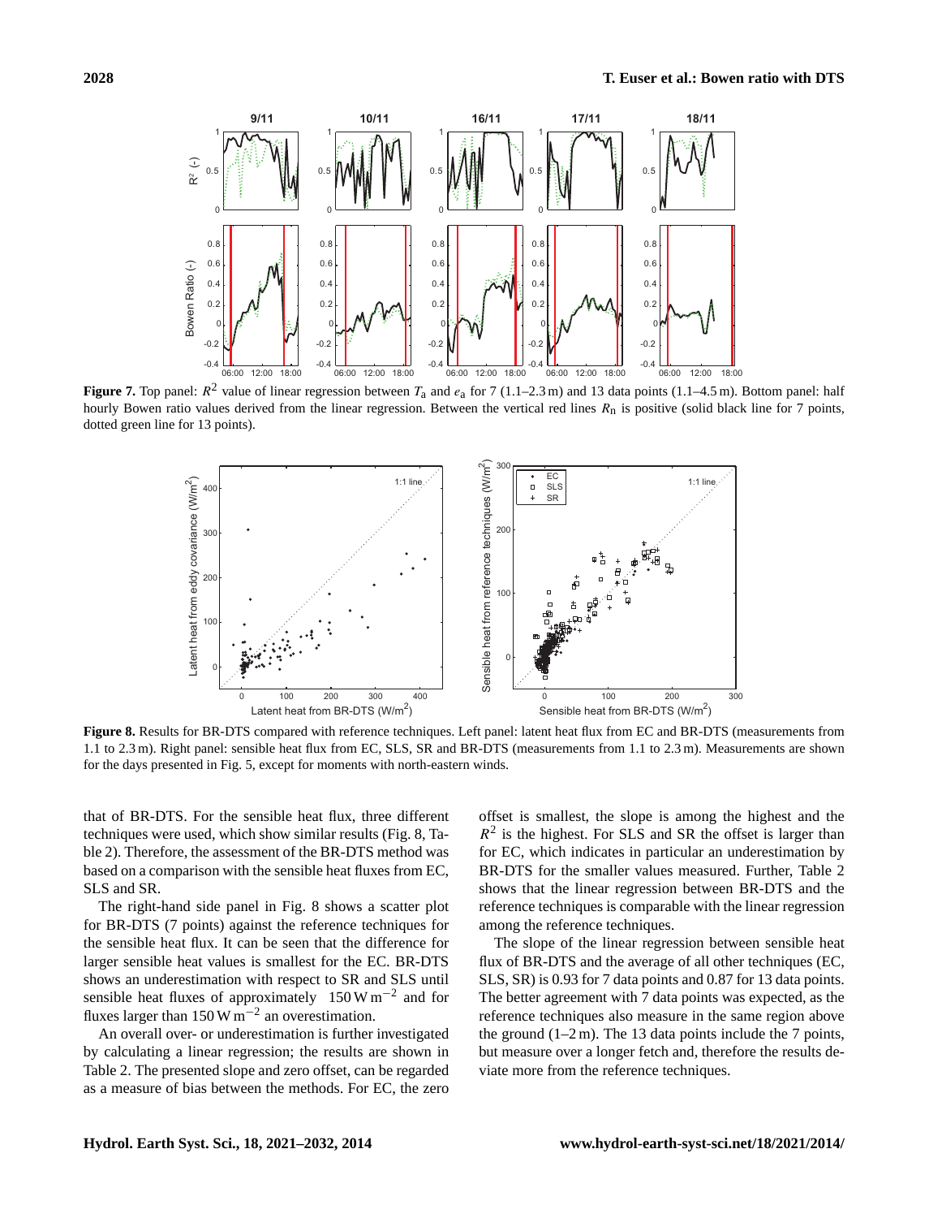**Figure 7.** Top panel: $R^2$ value of linear regression between $T_a$ and $e_a$ for 7 (1.1–2.3 m) and 13 data points (1.1–4.5 m). Bottom panel: half hourly Bowen ratio values derived from the linear regression. Between the vertical red lines $R_n$ is positive (solid black line for 7 points, dotted green line for 13 points).

**Figure 8.** Results for BR-DTS compared with reference techniques. Left panel: latent heat flux from EC and BR-DTS (measurements from 1.1 to 2.3 m). Right panel: sensible heat flux from EC, SLS, SR and BR-DTS (measurements from 1.1 to 2.3 m). Measurements are shown for the days presented in Fig. 5, except for moments with north-eastern winds.

that of BR-DTS. For the sensible heat flux, three different techniques were used, which show similar results (Fig. 8, Table 2). Therefore, the assessment of the BR-DTS method was based on a comparison with the sensible heat fluxes from EC, SLS and SR.

The right-hand side panel in Fig. 8 shows a scatter plot for BR-DTS (7 points) against the reference techniques for the sensible heat flux. It can be seen that the difference for larger sensible heat values is smallest for the EC. BR-DTS shows an underestimation with respect to SR and SLS until sensible heat fluxes of approximately $150\,\mathrm{W\,m^{-2}}$ and for fluxes larger than $150\,\mathrm{W\,m^{-2}}$ an overestimation.

An overall over- or underestimation is further investigated by calculating a linear regression; the results are shown in Table 2. The presented slope and zero offset, can be regarded as a measure of bias between the methods. For EC, the zero offset is smallest, the slope is among the highest and the $R^2$ is the highest. For SLS and SR the offset is larger than for EC, which indicates in particular an underestimation by BR-DTS for the smaller values measured. Further, Table 2 shows that the linear regression between BR-DTS and the reference techniques is comparable with the linear regression among the reference techniques.

The slope of the linear regression between sensible heat flux of BR-DTS and the average of all other techniques (EC, SLS, SR) is 0.93 for 7 data points and 0.87 for 13 data points. The better agreement with 7 data points was expected, as the reference techniques also measure in the same region above the ground (1–2 m). The 13 data points include the 7 points, but measure over a longer fetch and, therefore the results deviate more from the reference techniques.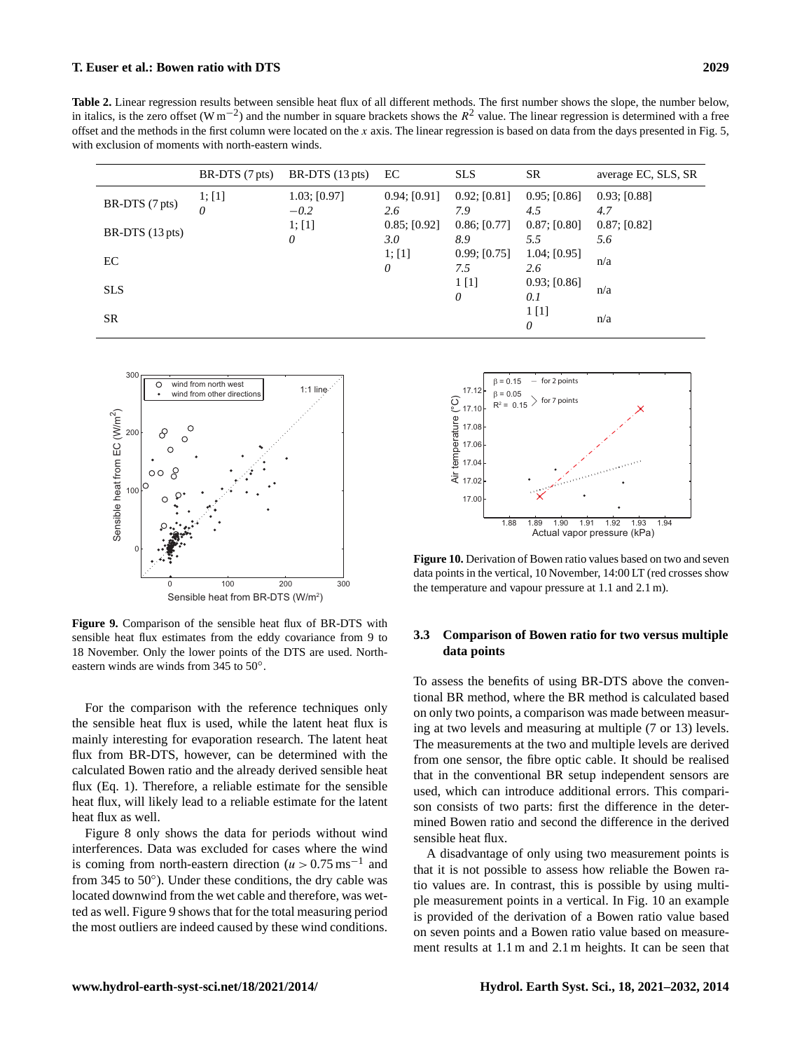**Table 2.** Linear regression results between sensible heat flux of all different methods. The first number shows the slope, the number below, in italics, is the zero offset ($W\,m^{-2}$) and the number in square brackets shows the $R^2$ value. The linear regression is determined with a free offset and the methods in the first column were located on the $x$ axis. The linear regression is based on data from the days presented in Fig. 5, with exclusion of moments with north-eastern winds.

| | BR-DTS (7 pts) | BR-DTS (13 pts) | EC | SLS | SR | average EC, SLS, SR |
|---|---|---|---|---|---|---|
| BR-DTS (7 pts) | 1; [1] *0* | 1.03; [0.97] *−0.2* | 0.94; [0.91] *2.6* | 0.92; [0.81] *7.9* | 0.95; [0.86] *4.5* | 0.93; [0.88] *4.7* |
| BR-DTS (13 pts) | | 1; [1] *0* | 0.85; [0.92] *3.0* | 0.86; [0.77] *8.9* | 0.87; [0.80] *5.5* | 0.87; [0.82] *5.6* |
| EC | | | 1; [1] *0* | 0.99; [0.75] *7.5* | 1.04; [0.95] *2.6* | n/a |
| SLS | | | | 1 [1] *0* | 0.93; [0.86] *0.1* | n/a |
| SR | | | | | 1 [1] *0* | n/a |

**Figure 9.** Comparison of the sensible heat flux of BR-DTS with sensible heat flux estimates from the eddy covariance from 9 to 18 November. Only the lower points of the DTS are used. North-eastern winds are winds from 345 to 50°.

For the comparison with the reference techniques only the sensible heat flux is used, while the latent heat flux is mainly interesting for evaporation research. The latent heat flux from BR-DTS, however, can be determined with the calculated Bowen ratio and the already derived sensible heat flux (Eq. 1). Therefore, a reliable estimate for the sensible heat flux, will likely lead to a reliable estimate for the latent heat flux as well.

Figure 8 only shows the data for periods without wind interferences. Data was excluded for cases where the wind is coming from north-eastern direction ($u > 0.75\,m\,s^{-1}$ and from 345 to 50°). Under these conditions, the dry cable was located downwind from the wet cable and therefore, was wetted as well. Figure 9 shows that for the total measuring period the most outliers are indeed caused by these wind conditions.

**Figure 10.** Derivation of Bowen ratio values based on two and seven data points in the vertical, 10 November, 14:00 LT (red crosses show the temperature and vapour pressure at 1.1 and 2.1 m).

### 3.3 Comparison of Bowen ratio for two versus multiple data points

To assess the benefits of using BR-DTS above the conventional BR method, where the BR method is calculated based on only two points, a comparison was made between measuring at two levels and measuring at multiple (7 or 13) levels. The measurements at the two and multiple levels are derived from one sensor, the fibre optic cable. It should be realised that in the conventional BR setup independent sensors are used, which can introduce additional errors. This comparison consists of two parts: first the difference in the determined Bowen ratio and second the difference in the derived sensible heat flux.

A disadvantage of only using two measurement points is that it is not possible to assess how reliable the Bowen ratio values are. In contrast, this is possible by using multiple measurement points in a vertical. In Fig. 10 an example is provided of the derivation of a Bowen ratio value based on seven points and a Bowen ratio value based on measurement results at 1.1 m and 2.1 m heights. It can be seen that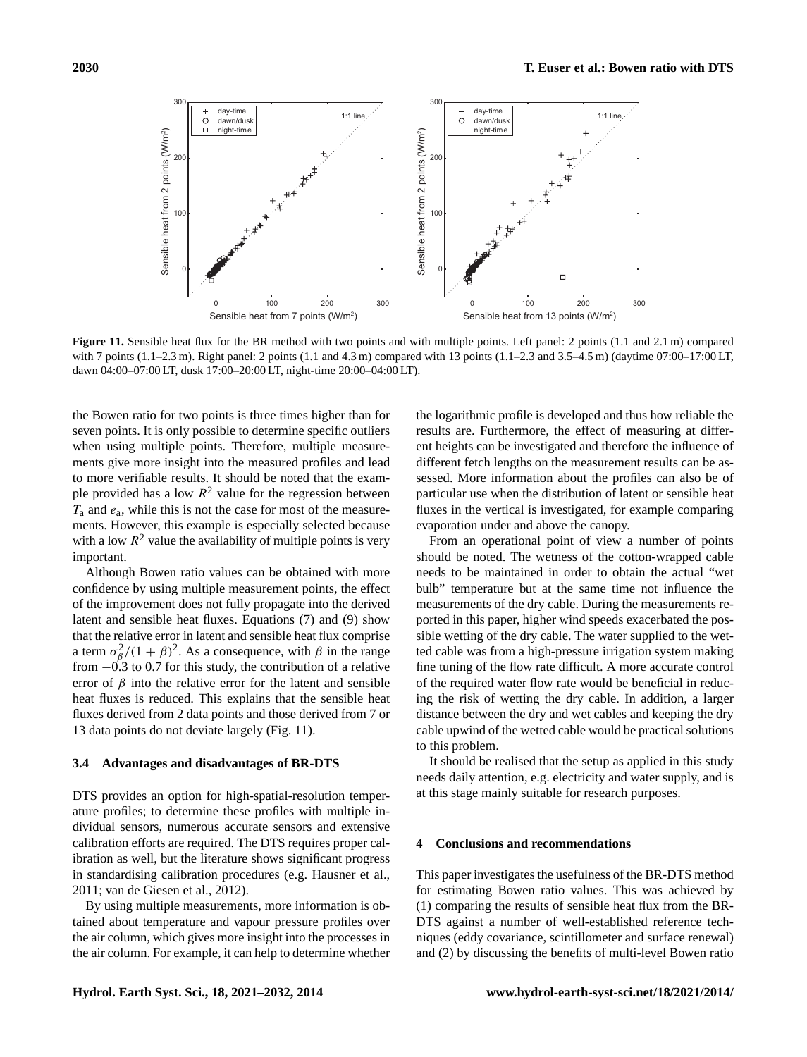**Figure 11.** Sensible heat flux for the BR method with two points and with multiple points. Left panel: 2 points (1.1 and 2.1 m) compared with 7 points (1.1–2.3 m). Right panel: 2 points (1.1 and 4.3 m) compared with 13 points (1.1–2.3 and 3.5–4.5 m) (daytime 07:00–17:00 LT, dawn 04:00–07:00 LT, dusk 17:00–20:00 LT, night-time 20:00–04:00 LT).

the Bowen ratio for two points is three times higher than for seven points. It is only possible to determine specific outliers when using multiple points. Therefore, multiple measurements give more insight into the measured profiles and lead to more verifiable results. It should be noted that the example provided has a low $R^2$ value for the regression between $T_a$ and $e_a$, while this is not the case for most of the measurements. However, this example is especially selected because with a low $R^2$ value the availability of multiple points is very important.

Although Bowen ratio values can be obtained with more confidence by using multiple measurement points, the effect of the improvement does not fully propagate into the derived latent and sensible heat fluxes. Equations (7) and (9) show that the relative error in latent and sensible heat flux comprise a term $\sigma_\beta^2/(1+\beta)^2$. As a consequence, with $\beta$ in the range from $-0.3$ to 0.7 for this study, the contribution of a relative error of $\beta$ into the relative error for the latent and sensible heat fluxes is reduced. This explains that the sensible heat fluxes derived from 2 data points and those derived from 7 or 13 data points do not deviate largely (Fig. 11).

### 3.4 Advantages and disadvantages of BR-DTS

DTS provides an option for high-spatial-resolution temperature profiles; to determine these profiles with multiple individual sensors, numerous accurate sensors and extensive calibration efforts are required. The DTS requires proper calibration as well, but the literature shows significant progress in standardising calibration procedures (e.g. Hausner et al., 2011; van de Giesen et al., 2012).

By using multiple measurements, more information is obtained about temperature and vapour pressure profiles over the air column, which gives more insight into the processes in the air column. For example, it can help to determine whether the logarithmic profile is developed and thus how reliable the results are. Furthermore, the effect of measuring at different heights can be investigated and therefore the influence of different fetch lengths on the measurement results can be assessed. More information about the profiles can also be of particular use when the distribution of latent or sensible heat fluxes in the vertical is investigated, for example comparing evaporation under and above the canopy.

From an operational point of view a number of points should be noted. The wetness of the cotton-wrapped cable needs to be maintained in order to obtain the actual "wet bulb" temperature but at the same time not influence the measurements of the dry cable. During the measurements reported in this paper, higher wind speeds exacerbated the possible wetting of the dry cable. The water supplied to the wetted cable was from a high-pressure irrigation system making fine tuning of the flow rate difficult. A more accurate control of the required water flow rate would be beneficial in reducing the risk of wetting the dry cable. In addition, a larger distance between the dry and wet cables and keeping the dry cable upwind of the wetted cable would be practical solutions to this problem.

It should be realised that the setup as applied in this study needs daily attention, e.g. electricity and water supply, and is at this stage mainly suitable for research purposes.

## 4 Conclusions and recommendations

This paper investigates the usefulness of the BR-DTS method for estimating Bowen ratio values. This was achieved by (1) comparing the results of sensible heat flux from the BR-DTS against a number of well-established reference techniques (eddy covariance, scintillometer and surface renewal) and (2) by discussing the benefits of multi-level Bowen ratio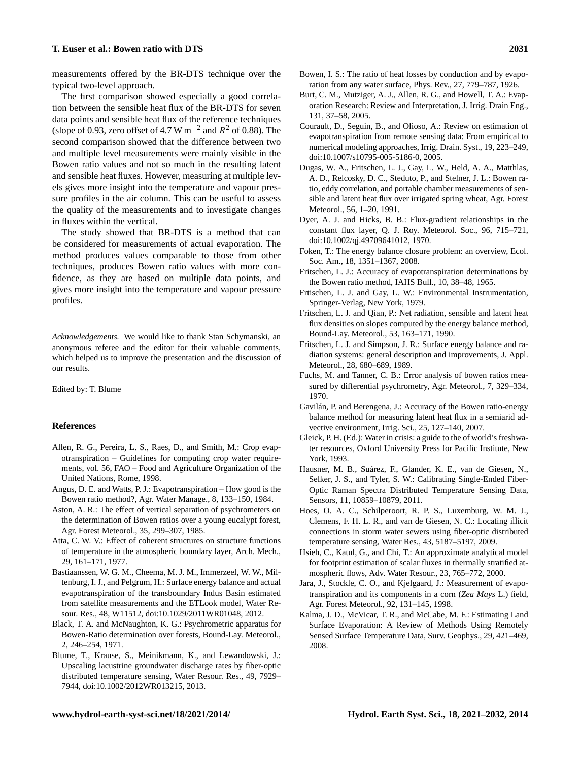measurements offered by the BR-DTS technique over the typical two-level approach.

The first comparison showed especially a good correlation between the sensible heat flux of the BR-DTS for seven data points and sensible heat flux of the reference techniques (slope of 0.93, zero offset of 4.7 W $m^{-2}$ and $R^2$ of 0.88). The second comparison showed that the difference between two and multiple level measurements were mainly visible in the Bowen ratio values and not so much in the resulting latent and sensible heat fluxes. However, measuring at multiple levels gives more insight into the temperature and vapour pressure profiles in the air column. This can be useful to assess the quality of the measurements and to investigate changes in fluxes within the vertical.

The study showed that BR-DTS is a method that can be considered for measurements of actual evaporation. The method produces values comparable to those from other techniques, produces Bowen ratio values with more confidence, as they are based on multiple data points, and gives more insight into the temperature and vapour pressure profiles.

*Acknowledgements.* We would like to thank Stan Schymanski, an anonymous referee and the editor for their valuable comments, which helped us to improve the presentation and the discussion of our results.

Edited by: T. Blume

## References

Allen, R. G., Pereira, L. S., Raes, D., and Smith, M.: Crop evapotranspiration – Guidelines for computing crop water requirements, vol. 56, FAO – Food and Agriculture Organization of the United Nations, Rome, 1998.

Angus, D. E. and Watts, P. J.: Evapotranspiration – How good is the Bowen ratio method?, Agr. Water Manage., 8, 133–150, 1984.

Aston, A. R.: The effect of vertical separation of psychrometers on the determination of Bowen ratios over a young eucalypt forest, Agr. Forest Meteorol., 35, 299–307, 1985.

Atta, C. W. V.: Effect of coherent structures on structure functions of temperature in the atmospheric boundary layer, Arch. Mech., 29, 161–171, 1977.

Bastiaanssen, W. G. M., Cheema, M. J. M., Immerzeel, W. W., Miltenburg, I. J., and Pelgrum, H.: Surface energy balance and actual evapotranspiration of the transboundary Indus Basin estimated from satellite measurements and the ETLook model, Water Resour. Res., 48, W11512, doi:10.1029/2011WR01048, 2012.

Black, T. A. and McNaughton, K. G.: Psychrometric apparatus for Bowen-Ratio determination over forests, Bound-Lay. Meteorol., 2, 246–254, 1971.

Blume, T., Krause, S., Meinikmann, K., and Lewandowski, J.: Upscaling lacustrine groundwater discharge rates by fiber-optic distributed temperature sensing, Water Resour. Res., 49, 7929–7944, doi:10.1002/2012WR013215, 2013.

Bowen, I. S.: The ratio of heat losses by conduction and by evaporation from any water surface, Phys. Rev., 27, 779–787, 1926.

Burt, C. M., Mutziger, A. J., Allen, R. G., and Howell, T. A.: Evaporation Research: Review and Interpretation, J. Irrig. Drain Eng., 131, 37–58, 2005.

Courault, D., Seguin, B., and Olioso, A.: Review on estimation of evapotranspiration from remote sensing data: From empirical to numerical modeling approaches, Irrig. Drain. Syst., 19, 223–249, doi:10.1007/s10795-005-5186-0, 2005.

Dugas, W. A., Fritschen, L. J., Gay, L. W., Held, A. A., Matthlas, A. D., Relcosky, D. C., Steduto, P., and Stelner, J. L.: Bowen ratio, eddy correlation, and portable chamber measurements of sensible and latent heat flux over irrigated spring wheat, Agr. Forest Meteorol., 56, 1–20, 1991.

Dyer, A. J. and Hicks, B. B.: Flux-gradient relationships in the constant flux layer, Q. J. Roy. Meteorol. Soc., 96, 715–721, doi:10.1002/qj.49709641012, 1970.

Foken, T.: The energy balance closure problem: an overview, Ecol. Soc. Am., 18, 1351–1367, 2008.

Fritschen, L. J.: Accuracy of evapotranspiration determinations by the Bowen ratio method, IAHS Bull., 10, 38–48, 1965.

Frtischen, L. J. and Gay, L. W.: Environmental Instrumentation, Springer-Verlag, New York, 1979.

Fritschen, L. J. and Qian, P.: Net radiation, sensible and latent heat flux densities on slopes computed by the energy balance method, Bound-Lay. Meteorol., 53, 163–171, 1990.

Fritschen, L. J. and Simpson, J. R.: Surface energy balance and radiation systems: general description and improvements, J. Appl. Meteorol., 28, 680–689, 1989.

Fuchs, M. and Tanner, C. B.: Error analysis of bowen ratios measured by differential psychrometry, Agr. Meteorol., 7, 329–334, 1970.

Gavilán, P. and Berengena, J.: Accuracy of the Bowen ratio-energy balance method for measuring latent heat flux in a semiarid advective environment, Irrig. Sci., 25, 127–140, 2007.

Gleick, P. H. (Ed.): Water in crisis: a guide to the of world's freshwater resources, Oxford University Press for Pacific Institute, New York, 1993.

Hausner, M. B., Suárez, F., Glander, K. E., van de Giesen, N., Selker, J. S., and Tyler, S. W.: Calibrating Single-Ended Fiber-Optic Raman Spectra Distributed Temperature Sensing Data, Sensors, 11, 10859–10879, 2011.

Hoes, O. A. C., Schilperoort, R. P. S., Luxemburg, W. M. J., Clemens, F. H. L. R., and van de Giesen, N. C.: Locating illicit connections in storm water sewers using fiber-optic distributed temperature sensing, Water Res., 43, 5187–5197, 2009.

Hsieh, C., Katul, G., and Chi, T.: An approximate analytical model for footprint estimation of scalar fluxes in thermally stratified atmospheric flows, Adv. Water Resour., 23, 765–772, 2000.

Jara, J., Stockle, C. O., and Kjelgaard, J.: Measurement of evapotranspiration and its components in a corn (*Zea Mays* L.) field, Agr. Forest Meteorol., 92, 131–145, 1998.

Kalma, J. D., McVicar, T. R., and McCabe, M. F.: Estimating Land Surface Evaporation: A Review of Methods Using Remotely Sensed Surface Temperature Data, Surv. Geophys., 29, 421–469, 2008.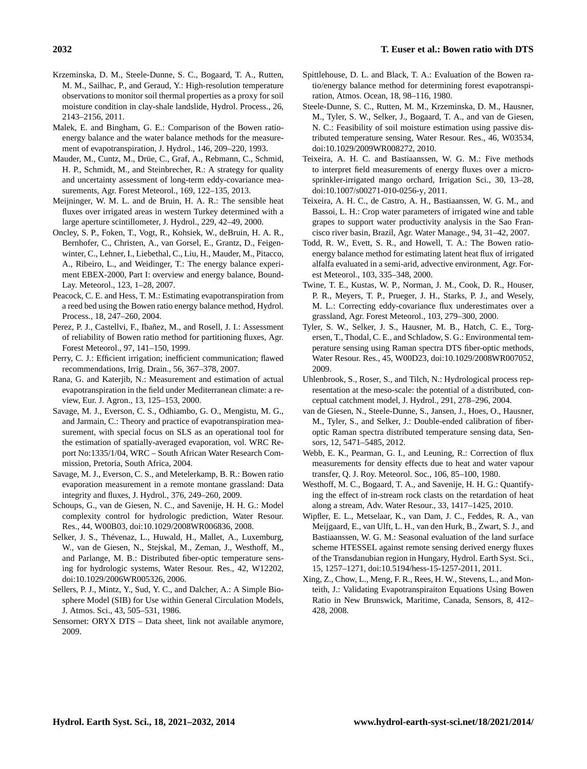Krzeminska, D. M., Steele-Dunne, S. C., Bogaard, T. A., Rutten, M. M., Sailhac, P., and Geraud, Y.: High-resolution temperature observations to monitor soil thermal properties as a proxy for soil moisture condition in clay-shale landslide, Hydrol. Process., 26, 2143–2156, 2011.

Malek, E. and Bingham, G. E.: Comparison of the Bowen ratio-energy balance and the water balance methods for the measurement of evapotranspiration, J. Hydrol., 146, 209–220, 1993.

Mauder, M., Cuntz, M., Drüe, C., Graf, A., Rebmann, C., Schmid, H. P., Schmidt, M., and Steinbrecher, R.: A strategy for quality and uncertainty assessment of long-term eddy-covariance measurements, Agr. Forest Meteorol., 169, 122–135, 2013.

Meijninger, W. M. L. and de Bruin, H. A. R.: The sensible heat fluxes over irrigated areas in western Turkey determined with a large aperture scintillometer, J. Hydrol., 229, 42–49, 2000.

Oncley, S. P., Foken, T., Vogt, R., Kohsiek, W., deBruin, H. A. R., Bernhofer, C., Christen, A., van Gorsel, E., Grantz, D., Feigenwinter, C., Lehner, I., Liebethal, C., Liu, H., Mauder, M., Pitacco, A., Ribeiro, L., and Weidinger, T.: The energy balance experiment EBEX-2000, Part I: overview and energy balance, Bound-Lay. Meteorol., 123, 1–28, 2007.

Peacock, C. E. and Hess, T. M.: Estimating evapotranspiration from a reed bed using the Bowen ratio energy balance method, Hydrol. Process., 18, 247–260, 2004.

Perez, P. J., Castellvi, F., Ibañez, M., and Rosell, J. I.: Assessment of reliability of Bowen ratio method for partitioning fluxes, Agr. Forest Meteorol., 97, 141–150, 1999.

Perry, C. J.: Efficient irrigation; inefficient communication; flawed recommendations, Irrig. Drain., 56, 367–378, 2007.

Rana, G. and Katerjib, N.: Measurement and estimation of actual evapotranspiration in the field under Mediterranean climate: a review, Eur. J. Agron., 13, 125–153, 2000.

Savage, M. J., Everson, C. S., Odhiambo, G. O., Mengistu, M. G., and Jarmain, C.: Theory and practice of evapotranspiration measurement, with special focus on SLS as an operational tool for the estimation of spatially-averaged evaporation, vol. WRC Report No:1335/1/04, WRC – South African Water Research Commission, Pretoria, South Africa, 2004.

Savage, M. J., Everson, C. S., and Metelerkamp, B. R.: Bowen ratio evaporation measurement in a remote montane grassland: Data integrity and fluxes, J. Hydrol., 376, 249–260, 2009.

Schoups, G., van de Giesen, N. C., and Savenije, H. H. G.: Model complexity control for hydrologic prediction, Water Resour. Res., 44, W00B03, doi:10.1029/2008WR006836, 2008.

Selker, J. S., Thévenaz, L., Huwald, H., Mallet, A., Luxemburg, W., van de Giesen, N., Stejskal, M., Zeman, J., Westhoff, M., and Parlange, M. B.: Distributed fiber-optic temperature sensing for hydrologic systems, Water Resour. Res., 42, W12202, doi:10.1029/2006WR005326, 2006.

Sellers, P. J., Mintz, Y., Sud, Y. C., and Dalcher, A.: A Simple Biosphere Model (SIB) for Use within General Circulation Models, J. Atmos. Sci., 43, 505–531, 1986.

Sensornet: ORYX DTS – Data sheet, link not available anymore, 2009.

Spittlehouse, D. L. and Black, T. A.: Evaluation of the Bowen ratio/energy balance method for determining forest evapotranspiration, Atmos. Ocean, 18, 98–116, 1980.

Steele-Dunne, S. C., Rutten, M. M., Krzeminska, D. M., Hausner, M., Tyler, S. W., Selker, J., Bogaard, T. A., and van de Giesen, N. C.: Feasibility of soil moisture estimation using passive distributed temperature sensing, Water Resour. Res., 46, W03534, doi:10.1029/2009WR008272, 2010.

Teixeira, A. H. C. and Bastiaanssen, W. G. M.: Five methods to interpret field measurements of energy fluxes over a micro-sprinkler-irrigated mango orchard, Irrigation Sci., 30, 13–28, doi:10.1007/s00271-010-0256-y, 2011.

Teixeira, A. H. C., de Castro, A. H., Bastiaanssen, W. G. M., and Bassoi, L. H.: Crop water parameters of irrigated wine and table grapes to support water productivity analysis in the Sao Francisco river basin, Brazil, Agr. Water Manage., 94, 31–42, 2007.

Todd, R. W., Evett, S. R., and Howell, T. A.: The Bowen ratio-energy balance method for estimating latent heat flux of irrigated alfalfa evaluated in a semi-arid, advective environment, Agr. Forest Meteorol., 103, 335–348, 2000.

Twine, T. E., Kustas, W. P., Norman, J. M., Cook, D. R., Houser, P. R., Meyers, T. P., Prueger, J. H., Starks, P. J., and Wesely, M. L.: Correcting eddy-covariance flux underestimates over a grassland, Agr. Forest Meteorol., 103, 279–300, 2000.

Tyler, S. W., Selker, J. S., Hausner, M. B., Hatch, C. E., Torgersen, T., Thodal, C. E., and Schladow, S. G.: Environmental temperature sensing using Raman spectra DTS fiber-optic methods, Water Resour. Res., 45, W00D23, doi:10.1029/2008WR007052, 2009.

Uhlenbrook, S., Roser, S., and Tilch, N.: Hydrological process representation at the meso-scale: the potential of a distributed, conceptual catchment model, J. Hydrol., 291, 278–296, 2004.

van de Giesen, N., Steele-Dunne, S., Jansen, J., Hoes, O., Hausner, M., Tyler, S., and Selker, J.: Double-ended calibration of fiber-optic Raman spectra distributed temperature sensing data, Sensors, 12, 5471–5485, 2012.

Webb, E. K., Pearman, G. I., and Leuning, R.: Correction of flux measurements for density effects due to heat and water vapour transfer, Q. J. Roy. Meteorol. Soc., 106, 85–100, 1980.

Westhoff, M. C., Bogaard, T. A., and Savenije, H. H. G.: Quantifying the effect of in-stream rock clasts on the retardation of heat along a stream, Adv. Water Resour., 33, 1417–1425, 2010.

Wipfler, E. L., Metselaar, K., van Dam, J. C., Feddes, R. A., van Meijgaard, E., van Ulft, L. H., van den Hurk, B., Zwart, S. J., and Bastiaanssen, W. G. M.: Seasonal evaluation of the land surface scheme HTESSEL against remote sensing derived energy fluxes of the Transdanubian region in Hungary, Hydrol. Earth Syst. Sci., 15, 1257–1271, doi:10.5194/hess-15-1257-2011, 2011.

Xing, Z., Chow, L., Meng, F. R., Rees, H. W., Stevens, L., and Monteith, J.: Validating Evapotranspiraiton Equations Using Bowen Ratio in New Brunswick, Maritime, Canada, Sensors, 8, 412–428, 2008.